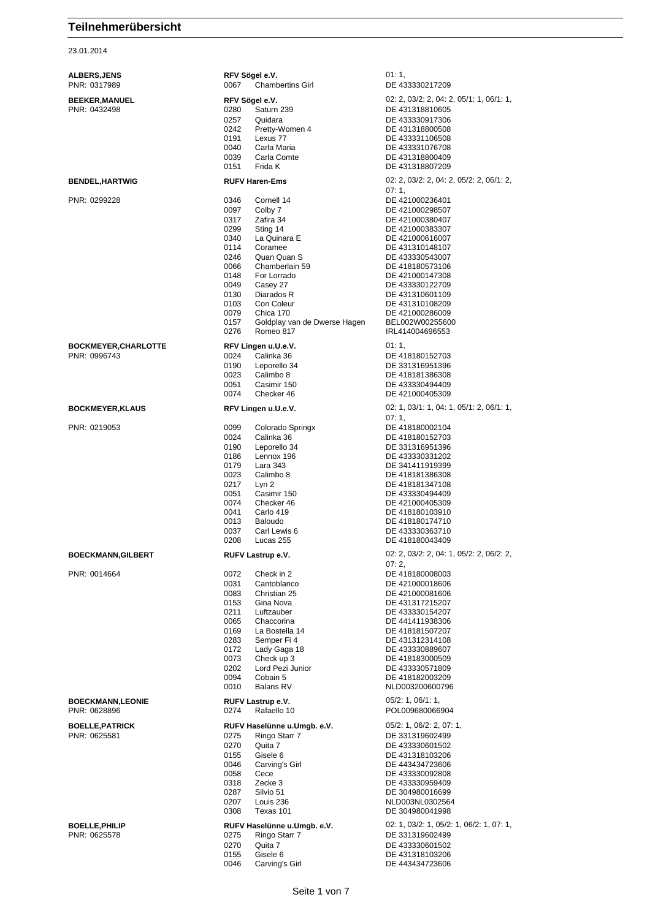# Teilnehmerübersicht

23.01.2014

**ALBERS,JENS**
PNR: 0317989

**RFV Sögel e.V.**

01: 1,

| Nr. | Pferd | Lebensnummer |
|---|---|---|
| 0067 | Chambertins Girl | DE 433330217209 |

**BEEKER,MANUEL**
PNR: 0432498

**RFV Sögel e.V.**

02: 2, 03/2: 2, 04: 2, 05/1: 1, 06/1: 1,

| Nr. | Pferd | Lebensnummer |
|---|---|---|
| 0280 | Saturn 239 | DE 431318810605 |
| 0257 | Quidara | DE 433330917306 |
| 0242 | Pretty-Women 4 | DE 431318800508 |
| 0191 | Lexus 77 | DE 433331106508 |
| 0040 | Carla Maria | DE 433331076708 |
| 0039 | Carla Comte | DE 431318800409 |
| 0151 | Frida K | DE 431318807209 |

**BENDEL,HARTWIG**
PNR: 0299228

**RUFV Haren-Ems**

02: 2, 03/2: 2, 04: 2, 05/2: 2, 06/1: 2, 07: 1,

| Nr. | Pferd | Lebensnummer |
|---|---|---|
| 0346 | Cornell 14 | DE 421000236401 |
| 0097 | Colby 7 | DE 421000298507 |
| 0317 | Zafira 34 | DE 421000380407 |
| 0299 | Sting 14 | DE 421000383307 |
| 0340 | La Quinara E | DE 421000616007 |
| 0114 | Coramee | DE 431310148107 |
| 0246 | Quan Quan S | DE 433330543007 |
| 0066 | Chamberlain 59 | DE 418180573106 |
| 0148 | For Lorrado | DE 421000147308 |
| 0049 | Casey 27 | DE 433330122709 |
| 0130 | Diarados R | DE 431310601109 |
| 0103 | Con Coleur | DE 431310108209 |
| 0079 | Chica 170 | DE 421000286009 |
| 0157 | Goldplay van de Dwerse Hagen | BEL002W00255600 |
| 0276 | Romeo 817 | IRL414004696553 |

**BOCKMEYER,CHARLOTTE**
PNR: 0996743

**RFV Lingen u.U.e.V.**

01: 1,

| Nr. | Pferd | Lebensnummer |
|---|---|---|
| 0024 | Calinka 36 | DE 418180152703 |
| 0190 | Leporello 34 | DE 331316951396 |
| 0023 | Calimbo 8 | DE 418181386308 |
| 0051 | Casimir 150 | DE 433330494409 |
| 0074 | Checker 46 | DE 421000405309 |

**BOCKMEYER,KLAUS**
PNR: 0219053

**RFV Lingen u.U.e.V.**

02: 1, 03/1: 1, 04: 1, 05/2: 2, 06/1: 1, 07: 1,

| Nr. | Pferd | Lebensnummer |
|---|---|---|
| 0099 | Colorado Springx | DE 418180002104 |
| 0024 | Calinka 36 | DE 418180152703 |
| 0190 | Leporello 34 | DE 331316951396 |
| 0186 | Lennox 196 | DE 433330331202 |
| 0179 | Lara 343 | DE 341411919399 |
| 0023 | Calimbo 8 | DE 418181386308 |
| 0217 | Lyn 2 | DE 418181347108 |
| 0051 | Casimir 150 | DE 433330494409 |
| 0074 | Checker 46 | DE 421000405309 |
| 0041 | Carlo 419 | DE 418180103910 |
| 0013 | Baloudo | DE 418180174710 |
| 0037 | Carl Lewis 6 | DE 433330363710 |
| 0208 | Lucas 255 | DE 418180043409 |

**BOECKMANN,GILBERT**
PNR: 0014664

**RUFV Lastrup e.V.**

02: 2, 03/2: 2, 04: 1, 05/2: 2, 06/2: 2, 07: 2,

| Nr. | Pferd | Lebensnummer |
|---|---|---|
| 0072 | Check in 2 | DE 418180008003 |
| 0031 | Cantoblanco | DE 421000018606 |
| 0083 | Christian 25 | DE 421000081606 |
| 0153 | Gina Nova | DE 431317215207 |
| 0211 | Luftzauber | DE 433330154207 |
| 0065 | Chaccorina | DE 441411938306 |
| 0169 | La Bostella 14 | DE 418181507207 |
| 0283 | Semper Fi 4 | DE 431312314108 |
| 0172 | Lady Gaga 18 | DE 433330889607 |
| 0073 | Check up 3 | DE 418183000509 |
| 0202 | Lord Pezi Junior | DE 433330571809 |
| 0094 | Cobain 5 | DE 418182003209 |
| 0010 | Balans RV | NLD003200600796 |

**BOECKMANN,LEONIE**
PNR: 0628896

**RUFV Lastrup e.V.**

05/2: 1, 06/1: 1,

| Nr. | Pferd | Lebensnummer |
|---|---|---|
| 0274 | Rafaello 10 | POL009680066904 |

**BOELLE,PATRICK**
PNR: 0625581

**RUFV Haselünne u.Umgb. e.V.**

05/2: 1, 06/2: 2, 07: 1,

| Nr. | Pferd | Lebensnummer |
|---|---|---|
| 0275 | Ringo Starr 7 | DE 331319602499 |
| 0270 | Quita 7 | DE 433330601502 |
| 0155 | Gisele 6 | DE 431318103206 |
| 0046 | Carving's Girl | DE 443434723606 |
| 0058 | Cece | DE 433330092808 |
| 0318 | Zecke 3 | DE 433330959409 |
| 0287 | Silvio 51 | DE 304980016699 |
| 0207 | Louis 236 | NLD003NL0302564 |
| 0308 | Texas 101 | DE 304980041998 |

**BOELLE,PHILIP**
PNR: 0625578

**RUFV Haselünne u.Umgb. e.V.**

02: 1, 03/2: 1, 05/2: 1, 06/2: 1, 07: 1,

| Nr. | Pferd | Lebensnummer |
|---|---|---|
| 0275 | Ringo Starr 7 | DE 331319602499 |
| 0270 | Quita 7 | DE 433330601502 |
| 0155 | Gisele 6 | DE 431318103206 |
| 0046 | Carving's Girl | DE 443434723606 |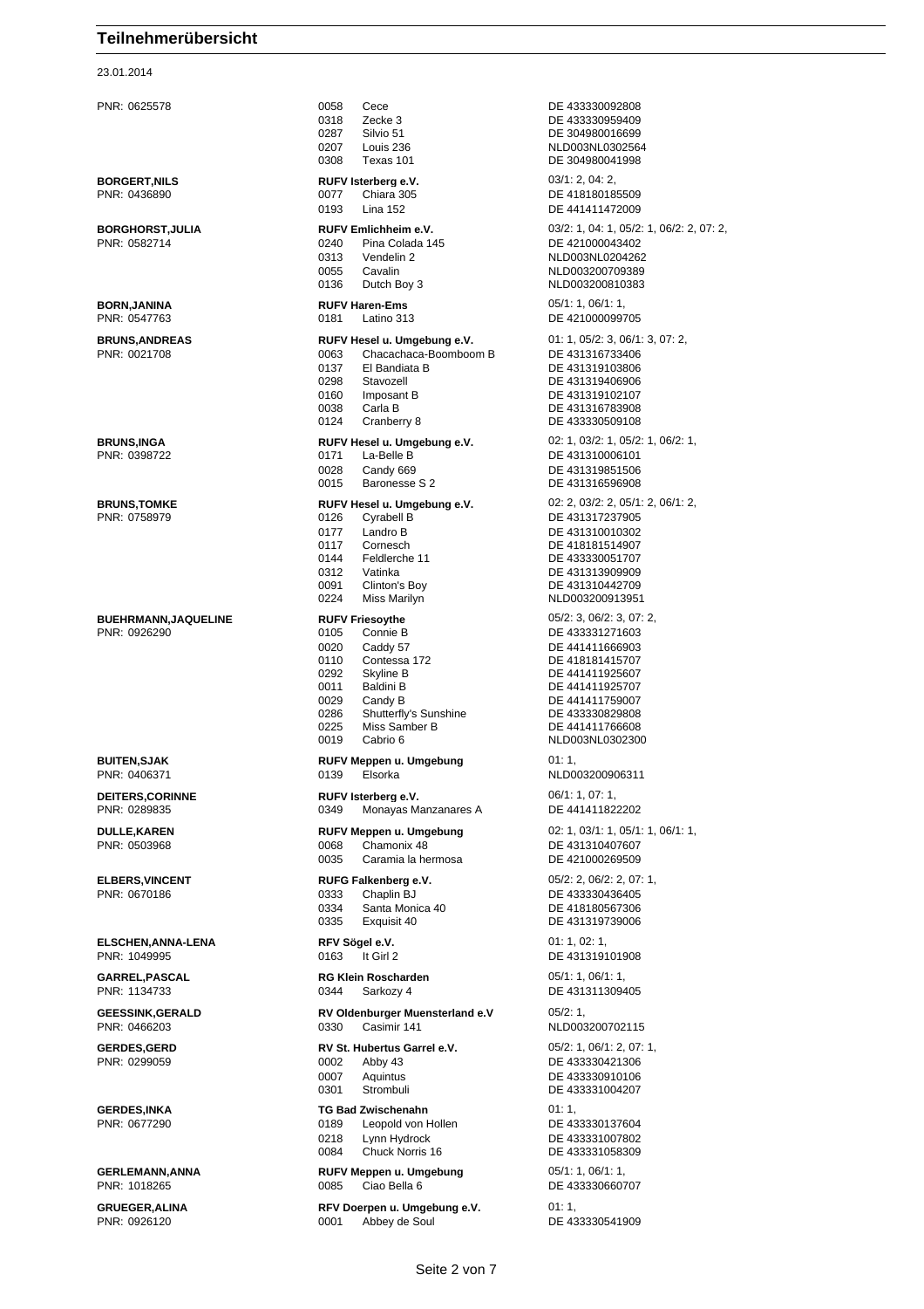## Teilnehmerübersicht

23.01.2014

| Teilnehmer | Verein / Nr. | Pferd | Lebensnummer / Prüfungen |
|---|---|---|---|
| PNR: 0625578 | 0058 | Cece | DE 433330092808 |
| | 0318 | Zecke 3 | DE 433330959409 |
| | 0287 | Silvio 51 | DE 304980016699 |
| | 0207 | Louis 236 | NLD003NL0302564 |
| | 0308 | Texas 101 | DE 304980041998 |
| **BORGERT,NILS** | **RUFV Isterberg e.V.** | | 03/1: 2, 04: 2, |
| PNR: 0436890 | 0077 | Chiara 305 | DE 418180185509 |
| | 0193 | Lina 152 | DE 441411472009 |
| **BORGHORST,JULIA** | **RUFV Emlichheim e.V.** | | 03/2: 1, 04: 1, 05/2: 1, 06/2: 2, 07: 2, |
| PNR: 0582714 | 0240 | Pina Colada 145 | DE 421000043402 |
| | 0313 | Vendelin 2 | NLD003NL0204262 |
| | 0055 | Cavalin | NLD003200709389 |
| | 0136 | Dutch Boy 3 | NLD003200810383 |
| **BORN,JANINA** | **RUFV Haren-Ems** | | 05/1: 1, 06/1: 1, |
| PNR: 0547763 | 0181 | Latino 313 | DE 421000099705 |
| **BRUNS,ANDREAS** | **RUFV Hesel u. Umgebung e.V.** | | 01: 1, 05/2: 3, 06/1: 3, 07: 2, |
| PNR: 0021708 | 0063 | Chacachaca-Boomboom B | DE 431316733406 |
| | 0137 | El Bandiata B | DE 431319103806 |
| | 0298 | Stavozell | DE 431319406906 |
| | 0160 | Imposant B | DE 431319102107 |
| | 0038 | Carla B | DE 431316783908 |
| | 0124 | Cranberry 8 | DE 433330509108 |
| **BRUNS,INGA** | **RUFV Hesel u. Umgebung e.V.** | | 02: 1, 03/2: 1, 05/2: 1, 06/2: 1, |
| PNR: 0398722 | 0171 | La-Belle B | DE 431310006101 |
| | 0028 | Candy 669 | DE 431319851506 |
| | 0015 | Baronesse S 2 | DE 431316596908 |
| **BRUNS,TOMKE** | **RUFV Hesel u. Umgebung e.V.** | | 02: 2, 03/2: 2, 05/1: 2, 06/1: 2, |
| PNR: 0758979 | 0126 | Cyrabell B | DE 431317237905 |
| | 0177 | Landro B | DE 431310010302 |
| | 0117 | Cornesch | DE 418181514907 |
| | 0144 | Feldlerche 11 | DE 433330051707 |
| | 0312 | Vatinka | DE 431313909909 |
| | 0091 | Clinton's Boy | DE 431310442709 |
| | 0224 | Miss Marilyn | NLD003200913951 |
| **BUEHRMANN,JAQUELINE** | **RUFV Friesoythe** | | 05/2: 3, 06/2: 3, 07: 2, |
| PNR: 0926290 | 0105 | Connie B | DE 433331271603 |
| | 0020 | Caddy 57 | DE 441411666903 |
| | 0110 | Contessa 172 | DE 418181415707 |
| | 0292 | Skyline B | DE 441411925607 |
| | 0011 | Baldini B | DE 441411925707 |
| | 0029 | Candy B | DE 441411759007 |
| | 0286 | Shutterfly's Sunshine | DE 433330829808 |
| | 0225 | Miss Samber B | DE 441411766608 |
| | 0019 | Cabrio 6 | NLD003NL0302300 |
| **BUITEN,SJAK** | **RUFV Meppen u. Umgebung** | | 01: 1, |
| PNR: 0406371 | 0139 | Elsorka | NLD003200906311 |
| **DEITERS,CORINNE** | **RUFV Isterberg e.V.** | | 06/1: 1, 07: 1, |
| PNR: 0289835 | 0349 | Monayas Manzanares A | DE 441411822202 |
| **DULLE,KAREN** | **RUFV Meppen u. Umgebung** | | 02: 1, 03/1: 1, 05/1: 1, 06/1: 1, |
| PNR: 0503968 | 0068 | Chamonix 48 | DE 431310407607 |
| | 0035 | Caramia la hermosa | DE 421000269509 |
| **ELBERS,VINCENT** | **RUFG Falkenberg e.V.** | | 05/2: 2, 06/2: 2, 07: 1, |
| PNR: 0670186 | 0333 | Chaplin BJ | DE 433330436405 |
| | 0334 | Santa Monica 40 | DE 418180567306 |
| | 0335 | Exquisit 40 | DE 431319739006 |
| **ELSCHEN,ANNA-LENA** | **RFV Sögel e.V.** | | 01: 1, 02: 1, |
| PNR: 1049995 | 0163 | It Girl 2 | DE 431319101908 |
| **GARREL,PASCAL** | **RG Klein Roscharden** | | 05/1: 1, 06/1: 1, |
| PNR: 1134733 | 0344 | Sarkozy 4 | DE 431311309405 |
| **GEESSINK,GERALD** | **RV Oldenburger Muensterland e.V** | | 05/2: 1, |
| PNR: 0466203 | 0330 | Casimir 141 | NLD003200702115 |
| **GERDES,GERD** | **RV St. Hubertus Garrel e.V.** | | 05/2: 1, 06/1: 2, 07: 1, |
| PNR: 0299059 | 0002 | Abby 43 | DE 433330421306 |
| | 0007 | Aquintus | DE 433330910106 |
| | 0301 | Strombuli | DE 433331004207 |
| **GERDES,INKA** | **TG Bad Zwischenahn** | | 01: 1, |
| PNR: 0677290 | 0189 | Leopold von Hollen | DE 433330137604 |
| | 0218 | Lynn Hydrock | DE 433331007802 |
| | 0084 | Chuck Norris 16 | DE 433331058309 |
| **GERLEMANN,ANNA** | **RUFV Meppen u. Umgebung** | | 05/1: 1, 06/1: 1, |
| PNR: 1018265 | 0085 | Ciao Bella 6 | DE 433330660707 |
| **GRUEGER,ALINA** | **RFV Doerpen u. Umgebung e.V.** | | 01: 1, |
| PNR: 0926120 | 0001 | Abbey de Soul | DE 433330541909 |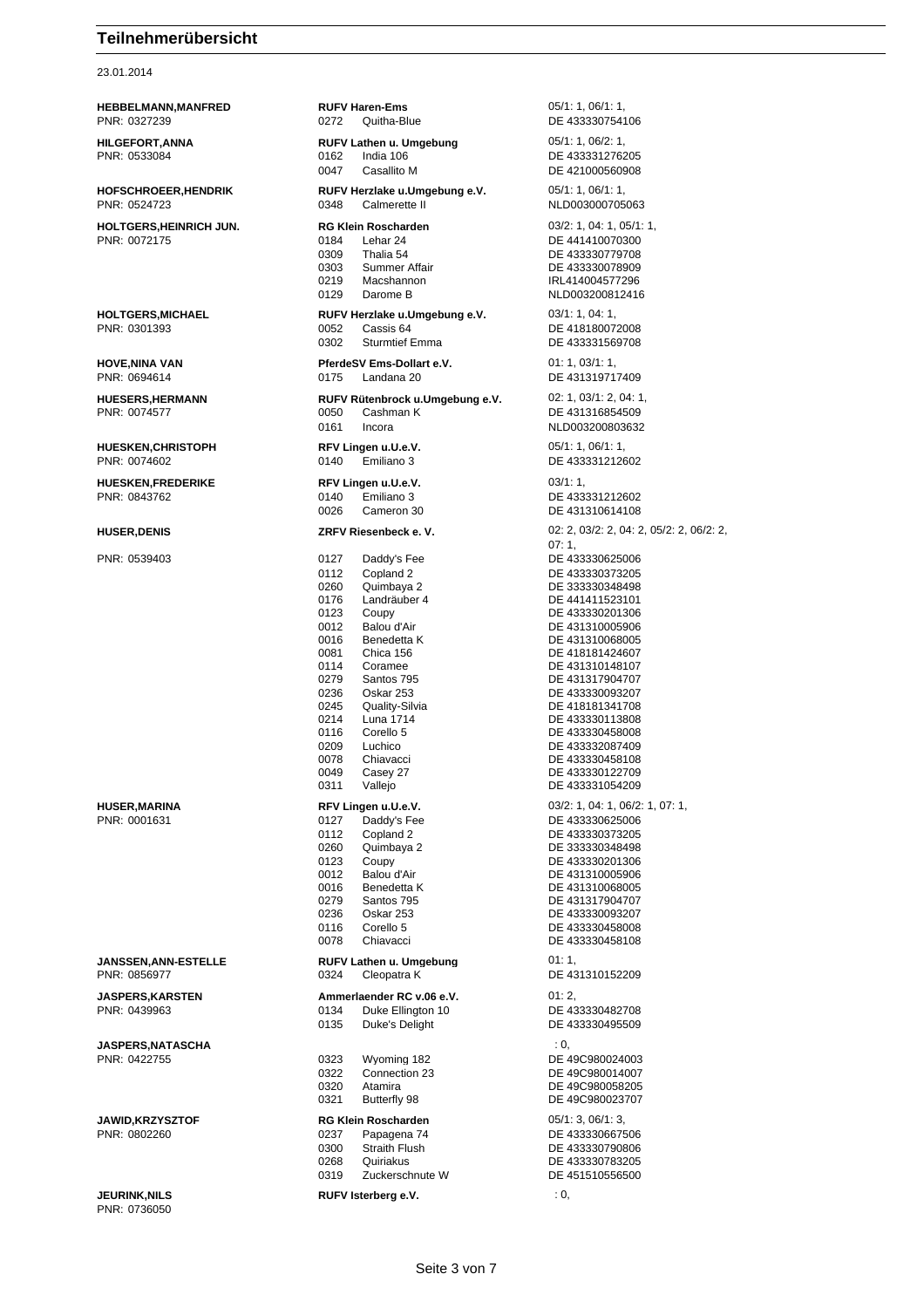# Teilnehmerübersicht

23.01.2014

| Teilnehmer | Verein / Pferd | Prüfungen / Lebensnummer |
|---|---|---|
| **HEBBELMANN,MANFRED** | **RUFV Haren-Ems** | 05/1: 1, 06/1: 1, |
| PNR: 0327239 | 0272 Quitha-Blue | DE 433330754106 |
| **HILGEFORT,ANNA** | **RUFV Lathen u. Umgebung** | 05/1: 1, 06/2: 1, |
| PNR: 0533084 | 0162 India 106 | DE 433331276205 |
| | 0047 Casallito M | DE 421000560908 |
| **HOFSCHROEER,HENDRIK** | **RUFV Herzlake u.Umgebung e.V.** | 05/1: 1, 06/1: 1, |
| PNR: 0524723 | 0348 Calmerette II | NLD003000705063 |
| **HOLTGERS,HEINRICH JUN.** | **RG Klein Roscharden** | 03/2: 1, 04: 1, 05/1: 1, |
| PNR: 0072175 | 0184 Lehar 24 | DE 441410070300 |
| | 0309 Thalia 54 | DE 433330779708 |
| | 0303 Summer Affair | DE 433330078909 |
| | 0219 Macshannon | IRL414004577296 |
| | 0129 Darome B | NLD003200812416 |
| **HOLTGERS,MICHAEL** | **RUFV Herzlake u.Umgebung e.V.** | 03/1: 1, 04: 1, |
| PNR: 0301393 | 0052 Cassis 64 | DE 418180072008 |
| | 0302 Sturmtief Emma | DE 433331569708 |
| **HOVE,NINA VAN** | **PferdeSV Ems-Dollart e.V.** | 01: 1, 03/1: 1, |
| PNR: 0694614 | 0175 Landana 20 | DE 431319717409 |
| **HUESERS,HERMANN** | **RUFV Rütenbrock u.Umgebung e.V.** | 02: 1, 03/1: 2, 04: 1, |
| PNR: 0074577 | 0050 Cashman K | DE 431316854509 |
| | 0161 Incora | NLD003200803632 |
| **HUESKEN,CHRISTOPH** | **RFV Lingen u.U.e.V.** | 05/1: 1, 06/1: 1, |
| PNR: 0074602 | 0140 Emiliano 3 | DE 433331212602 |
| **HUESKEN,FREDERIKE** | **RFV Lingen u.U.e.V.** | 03/1: 1, |
| PNR: 0843762 | 0140 Emiliano 3 | DE 433331212602 |
| | 0026 Cameron 30 | DE 431310614108 |
| **HUSER,DENIS** | **ZRFV Riesenbeck e. V.** | 02: 2, 03/2: 2, 04: 2, 05/2: 2, 06/2: 2, 07: 1, |
| PNR: 0539403 | 0127 Daddy's Fee | DE 433330625006 |
| | 0112 Copland 2 | DE 433330373205 |
| | 0260 Quimbaya 2 | DE 333330348498 |
| | 0176 Landräuber 4 | DE 441411523101 |
| | 0123 Coupy | DE 433330201306 |
| | 0012 Balou d'Air | DE 431310005906 |
| | 0016 Benedetta K | DE 431310068005 |
| | 0081 Chica 156 | DE 418181424607 |
| | 0114 Coramee | DE 431310148107 |
| | 0279 Santos 795 | DE 431317904707 |
| | 0236 Oskar 253 | DE 433330093207 |
| | 0245 Quality-Silvia | DE 418181341708 |
| | 0214 Luna 1714 | DE 433330113808 |
| | 0116 Corello 5 | DE 433330458008 |
| | 0209 Luchico | DE 433332087409 |
| | 0078 Chiavacci | DE 433330458108 |
| | 0049 Casey 27 | DE 433330122709 |
| | 0311 Vallejo | DE 433331054209 |
| **HUSER,MARINA** | **RFV Lingen u.U.e.V.** | 03/2: 1, 04: 1, 06/2: 1, 07: 1, |
| PNR: 0001631 | 0127 Daddy's Fee | DE 433330625006 |
| | 0112 Copland 2 | DE 433330373205 |
| | 0260 Quimbaya 2 | DE 333330348498 |
| | 0123 Coupy | DE 433330201306 |
| | 0012 Balou d'Air | DE 431310005906 |
| | 0016 Benedetta K | DE 431310068005 |
| | 0279 Santos 795 | DE 431317904707 |
| | 0236 Oskar 253 | DE 433330093207 |
| | 0116 Corello 5 | DE 433330458008 |
| | 0078 Chiavacci | DE 433330458108 |
| **JANSSEN,ANN-ESTELLE** | **RUFV Lathen u. Umgebung** | 01: 1, |
| PNR: 0856977 | 0324 Cleopatra K | DE 431310152209 |
| **JASPERS,KARSTEN** | **Ammerlaender RC v.06 e.V.** | 01: 2, |
| PNR: 0439963 | 0134 Duke Ellington 10 | DE 433330482708 |
| | 0135 Duke's Delight | DE 433330495509 |
| **JASPERS,NATASCHA** | | : 0, |
| PNR: 0422755 | 0323 Wyoming 182 | DE 49C980024003 |
| | 0322 Connection 23 | DE 49C980014007 |
| | 0320 Atamira | DE 49C980058205 |
| | 0321 Butterfly 98 | DE 49C980023707 |
| **JAWID,KRZYSZTOF** | **RG Klein Roscharden** | 05/1: 3, 06/1: 3, |
| PNR: 0802260 | 0237 Papagena 74 | DE 433330667506 |
| | 0300 Straith Flush | DE 433330790806 |
| | 0268 Quiriakus | DE 433330783205 |
| | 0319 Zuckerschnute W | DE 451510556500 |
| **JEURINK,NILS** | **RUFV Isterberg e.V.** | : 0, |
| PNR: 0736050 | | |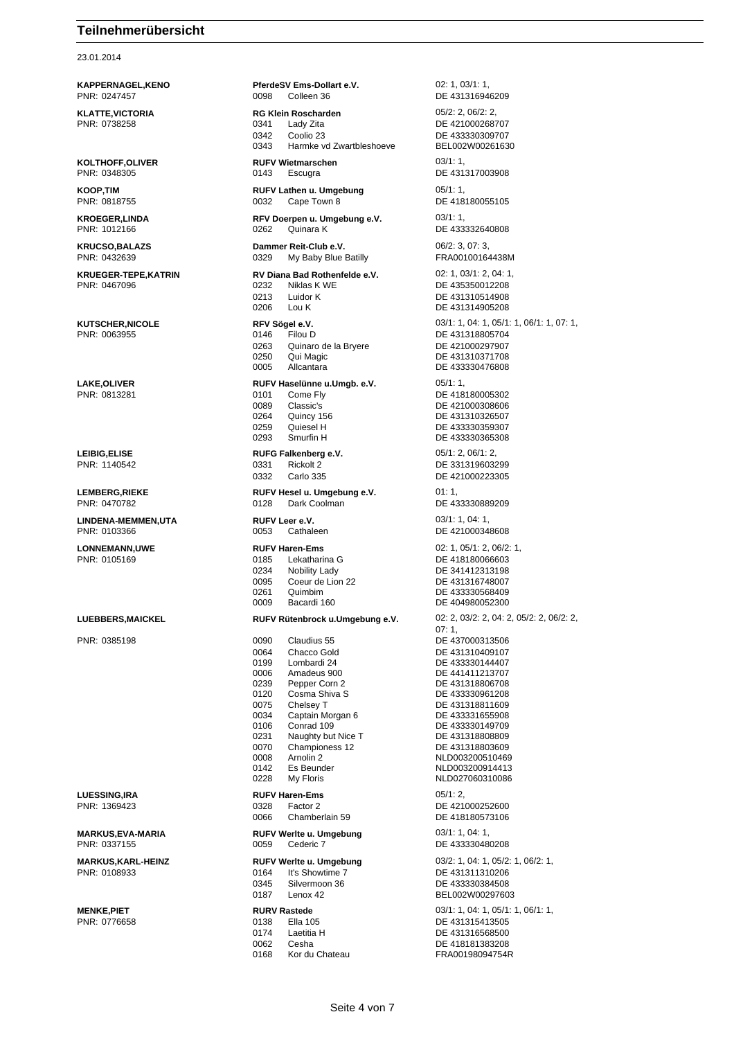## Teilnehmerübersicht

23.01.2014

| Reiter | Verein / Pferd | Prüfungen / Lebensnr. |
|---|---|---|
| **KAPPERNAGEL,KENO** | **PferdeSV Ems-Dollart e.V.** | 02: 1, 03/1: 1, |
| PNR: 0247457 | 0098 Colleen 36 | DE 431316946209 |
| **KLATTE,VICTORIA** | **RG Klein Roscharden** | 05/2: 2, 06/2: 2, |
| PNR: 0738258 | 0341 Lady Zita | DE 421000268707 |
| | 0342 Coolio 23 | DE 433330309707 |
| | 0343 Harmke vd Zwartbleshoeve | BEL002W00261630 |
| **KOLTHOFF,OLIVER** | **RUFV Wietmarschen** | 03/1: 1, |
| PNR: 0348305 | 0143 Escugra | DE 431317003908 |
| **KOOP,TIM** | **RUFV Lathen u. Umgebung** | 05/1: 1, |
| PNR: 0818755 | 0032 Cape Town 8 | DE 418180055105 |
| **KROEGER,LINDA** | **RFV Doerpen u. Umgebung e.V.** | 03/1: 1, |
| PNR: 1012166 | 0262 Quinara K | DE 433332640808 |
| **KRUCSO,BALAZS** | **Dammer Reit-Club e.V.** | 06/2: 3, 07: 3, |
| PNR: 0432639 | 0329 My Baby Blue Batilly | FRA00100164438M |
| **KRUEGER-TEPE,KATRIN** | **RV Diana Bad Rothenfelde e.V.** | 02: 1, 03/1: 2, 04: 1, |
| PNR: 0467096 | 0232 Niklas K WE | DE 435350012208 |
| | 0213 Luidor K | DE 431310514908 |
| | 0206 Lou K | DE 431314905208 |
| **KUTSCHER,NICOLE** | **RFV Sögel e.V.** | 03/1: 1, 04: 1, 05/1: 1, 06/1: 1, 07: 1, |
| PNR: 0063955 | 0146 Filou D | DE 431318805704 |
| | 0263 Quinaro de la Bryere | DE 421000297907 |
| | 0250 Qui Magic | DE 431310371708 |
| | 0005 Allcantara | DE 433330476808 |
| **LAKE,OLIVER** | **RUFV Haselünne u.Umgb. e.V.** | 05/1: 1, |
| PNR: 0813281 | 0101 Come Fly | DE 418180005302 |
| | 0089 Classic's | DE 421000308606 |
| | 0264 Quincy 156 | DE 431310326507 |
| | 0259 Quiesel H | DE 433330359307 |
| | 0293 Smurfin H | DE 433330365308 |
| **LEIBIG,ELISE** | **RUFG Falkenberg e.V.** | 05/1: 2, 06/1: 2, |
| PNR: 1140542 | 0331 Rickolt 2 | DE 331319603299 |
| | 0332 Carlo 335 | DE 421000223305 |
| **LEMBERG,RIEKE** | **RUFV Hesel u. Umgebung e.V.** | 01: 1, |
| PNR: 0470782 | 0128 Dark Coolman | DE 433330889209 |
| **LINDENA-MEMMEN,UTA** | **RUFV Leer e.V.** | 03/1: 1, 04: 1, |
| PNR: 0103366 | 0053 Cathaleen | DE 421000348608 |
| **LONNEMANN,UWE** | **RUFV Haren-Ems** | 02: 1, 05/1: 2, 06/2: 1, |
| PNR: 0105169 | 0185 Lekatharina G | DE 418180066603 |
| | 0234 Nobility Lady | DE 341412313198 |
| | 0095 Coeur de Lion 22 | DE 431316748007 |
| | 0261 Quimbim | DE 433330568409 |
| | 0009 Bacardi 160 | DE 404980052300 |
| **LUEBBERS,MAICKEL** | **RUFV Rütenbrock u.Umgebung e.V.** | 02: 2, 03/2: 2, 04: 2, 05/2: 2, 06/2: 2, 07: 1, |
| PNR: 0385198 | 0090 Claudius 55 | DE 437000313506 |
| | 0064 Chacco Gold | DE 431310409107 |
| | 0199 Lombardi 24 | DE 433330144407 |
| | 0006 Amadeus 900 | DE 441411213707 |
| | 0239 Pepper Corn 2 | DE 431318806708 |
| | 0120 Cosma Shiva S | DE 433330961208 |
| | 0075 Chelsey T | DE 431318811609 |
| | 0034 Captain Morgan 6 | DE 433331655908 |
| | 0106 Conrad 109 | DE 433330149709 |
| | 0231 Naughty but Nice T | DE 431318808809 |
| | 0070 Championess 12 | DE 431318803609 |
| | 0008 Arnolin 2 | NLD003200510469 |
| | 0142 Es Beunder | NLD003200914413 |
| | 0228 My Floris | NLD027060310086 |
| **LUESSING,IRA** | **RUFV Haren-Ems** | 05/1: 2, |
| PNR: 1369423 | 0328 Factor 2 | DE 421000252600 |
| | 0066 Chamberlain 59 | DE 418180573106 |
| **MARKUS,EVA-MARIA** | **RUFV Werlte u. Umgebung** | 03/1: 1, 04: 1, |
| PNR: 0337155 | 0059 Cederic 7 | DE 433330480208 |
| **MARKUS,KARL-HEINZ** | **RUFV Werlte u. Umgebung** | 03/2: 1, 04: 1, 05/2: 1, 06/2: 1, |
| PNR: 0108933 | 0164 It's Showtime 7 | DE 431311310206 |
| | 0345 Silvermoon 36 | DE 433330384508 |
| | 0187 Lenox 42 | BEL002W00297603 |
| **MENKE,PIET** | **RURV Rastede** | 03/1: 1, 04: 1, 05/1: 1, 06/1: 1, |
| PNR: 0776658 | 0138 Ella 105 | DE 431315413505 |
| | 0174 Laetitia H | DE 431316568500 |
| | 0062 Cesha | DE 418181383208 |
| | 0168 Kor du Chateau | FRA00198094754R |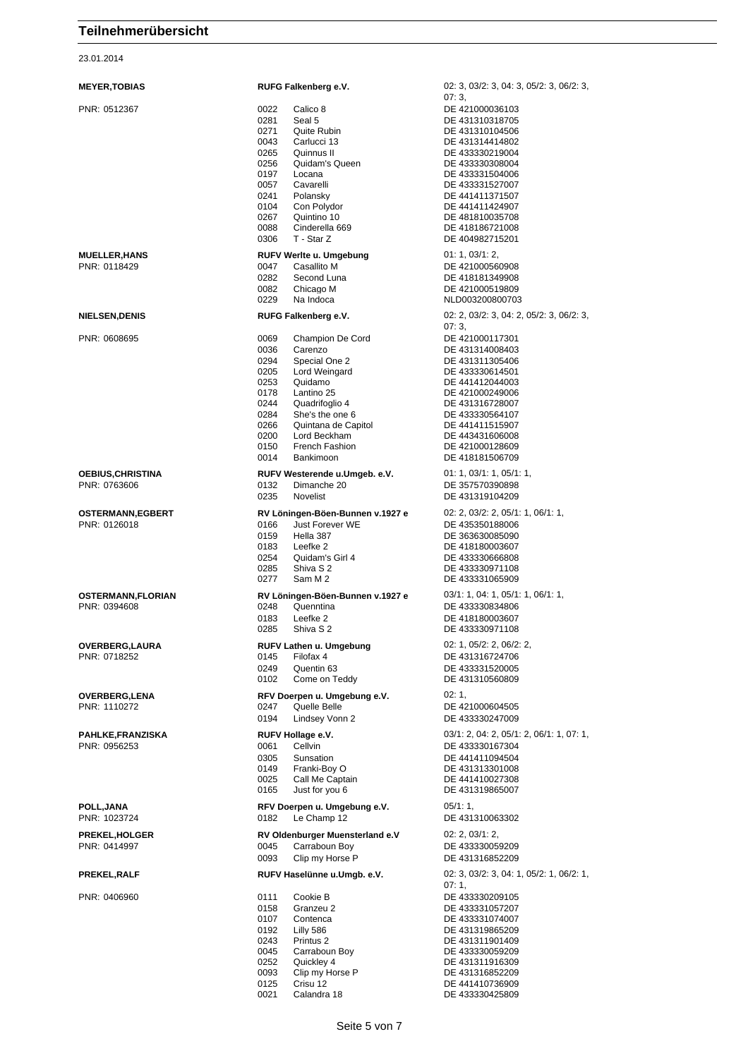# Teilnehmerübersicht

23.01.2014

| Teilnehmer | Verein / Pferde | Prüfungen / Lebensnummer |
|---|---|---|
| **MEYER,TOBIAS** | **RUFG Falkenberg e.V.** | 02: 3, 03/2: 3, 04: 3, 05/2: 3, 06/2: 3, 07: 3, |
| PNR: 0512367 | 0022 Calico 8 | DE 421000036103 |
| | 0281 Seal 5 | DE 431310318705 |
| | 0271 Quite Rubin | DE 431310104506 |
| | 0043 Carlucci 13 | DE 431314414802 |
| | 0265 Quinnus II | DE 433330219004 |
| | 0256 Quidam's Queen | DE 433330308004 |
| | 0197 Locana | DE 433331504006 |
| | 0057 Cavarelli | DE 433331527007 |
| | 0241 Polansky | DE 441411371507 |
| | 0104 Con Polydor | DE 441411424907 |
| | 0267 Quintino 10 | DE 481810035708 |
| | 0088 Cinderella 669 | DE 418186721008 |
| | 0306 T - Star Z | DE 404982715201 |
| **MUELLER,HANS** | **RUFV Werlte u. Umgebung** | 01: 1, 03/1: 2, |
| PNR: 0118429 | 0047 Casallito M | DE 421000560908 |
| | 0282 Second Luna | DE 418181349908 |
| | 0082 Chicago M | DE 421000519809 |
| | 0229 Na Indoca | NLD003200800703 |
| **NIELSEN,DENIS** | **RUFG Falkenberg e.V.** | 02: 2, 03/2: 3, 04: 2, 05/2: 3, 06/2: 3, 07: 3, |
| PNR: 0608695 | 0069 Champion De Cord | DE 421000117301 |
| | 0036 Carenzo | DE 431314008403 |
| | 0294 Special One 2 | DE 431311305406 |
| | 0205 Lord Weingard | DE 433330614501 |
| | 0253 Quidamo | DE 441412044003 |
| | 0178 Lantino 25 | DE 421000249006 |
| | 0244 Quadrifoglio 4 | DE 431316728007 |
| | 0284 She's the one 6 | DE 433330564107 |
| | 0266 Quintana de Capitol | DE 441411515907 |
| | 0200 Lord Beckham | DE 443431606008 |
| | 0150 French Fashion | DE 421000128609 |
| | 0014 Bankimoon | DE 418181506709 |
| **OEBIUS,CHRISTINA** | **RUFV Westerende u.Umgeb. e.V.** | 01: 1, 03/1: 1, 05/1: 1, |
| PNR: 0763606 | 0132 Dimanche 20 | DE 357570390898 |
| | 0235 Novelist | DE 431319104209 |
| **OSTERMANN,EGBERT** | **RV Löningen-Böen-Bunnen v.1927 e** | 02: 2, 03/2: 2, 05/1: 1, 06/1: 1, |
| PNR: 0126018 | 0166 Just Forever WE | DE 435350188006 |
| | 0159 Hella 387 | DE 363630085090 |
| | 0183 Leefke 2 | DE 418180003607 |
| | 0254 Quidam's Girl 4 | DE 433330666808 |
| | 0285 Shiva S 2 | DE 433330971108 |
| | 0277 Sam M 2 | DE 433331065909 |
| **OSTERMANN,FLORIAN** | **RV Löningen-Böen-Bunnen v.1927 e** | 03/1: 1, 04: 1, 05/1: 1, 06/1: 1, |
| PNR: 0394608 | 0248 Quenntina | DE 433330834806 |
| | 0183 Leefke 2 | DE 418180003607 |
| | 0285 Shiva S 2 | DE 433330971108 |
| **OVERBERG,LAURA** | **RUFV Lathen u. Umgebung** | 02: 1, 05/2: 2, 06/2: 2, |
| PNR: 0718252 | 0145 Filofax 4 | DE 431316724706 |
| | 0249 Quentin 63 | DE 433331520005 |
| | 0102 Come on Teddy | DE 431310560809 |
| **OVERBERG,LENA** | **RFV Doerpen u. Umgebung e.V.** | 02: 1, |
| PNR: 1110272 | 0247 Quelle Belle | DE 421000604505 |
| | 0194 Lindsey Vonn 2 | DE 433330247009 |
| **PAHLKE,FRANZISKA** | **RUFV Hollage e.V.** | 03/1: 2, 04: 2, 05/1: 2, 06/1: 1, 07: 1, |
| PNR: 0956253 | 0061 Cellvin | DE 433330167304 |
| | 0305 Sunsation | DE 441411094504 |
| | 0149 Franki-Boy O | DE 431313301008 |
| | 0025 Call Me Captain | DE 441410027308 |
| | 0165 Just for you 6 | DE 431319865007 |
| **POLL,JANA** | **RFV Doerpen u. Umgebung e.V.** | 05/1: 1, |
| PNR: 1023724 | 0182 Le Champ 12 | DE 431310063302 |
| **PREKEL,HOLGER** | **RV Oldenburger Muensterland e.V** | 02: 2, 03/1: 2, |
| PNR: 0414997 | 0045 Carraboun Boy | DE 433330059209 |
| | 0093 Clip my Horse P | DE 431316852209 |
| **PREKEL,RALF** | **RUFV Haselünne u.Umgb. e.V.** | 02: 3, 03/2: 3, 04: 1, 05/2: 1, 06/2: 1, 07: 1, |
| PNR: 0406960 | 0111 Cookie B | DE 433330209105 |
| | 0158 Granzeu 2 | DE 433331057207 |
| | 0107 Contenca | DE 433331074007 |
| | 0192 Lilly 586 | DE 431319865209 |
| | 0243 Printus 2 | DE 431311901409 |
| | 0045 Carraboun Boy | DE 433330059209 |
| | 0252 Quickley 4 | DE 431311916309 |
| | 0093 Clip my Horse P | DE 431316852209 |
| | 0125 Crisu 12 | DE 441410736909 |
| | 0021 Calandra 18 | DE 433330425809 |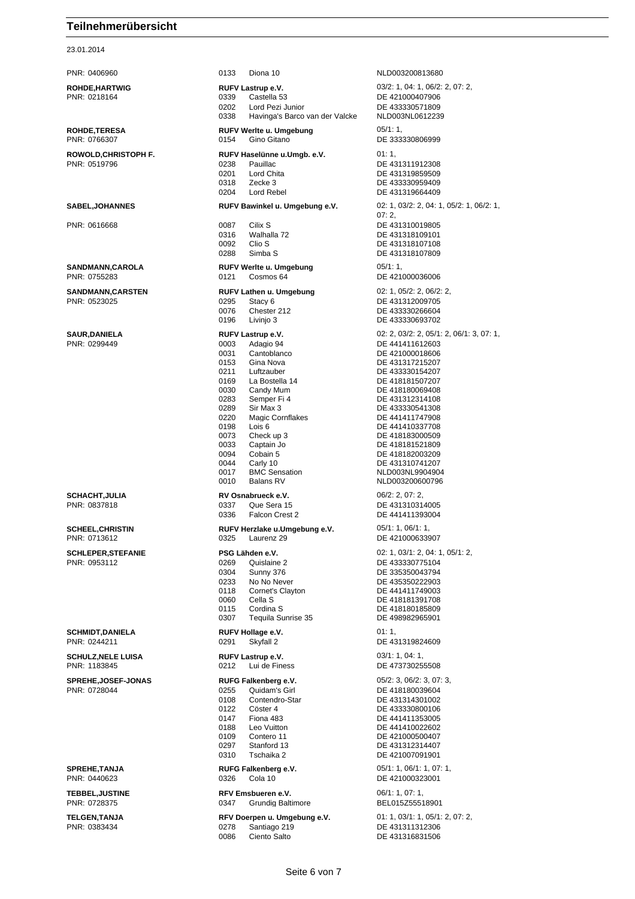# Teilnehmerübersicht

23.01.2014

| Teilnehmer | Nr. | Verein / Pferd | Prüfungen / Lebensnummer |
|---|---|---|---|
| PNR: 0406960 | 0133 | Diona 10 | NLD003200813680 |
| **ROHDE,HARTWIG** | | **RUFV Lastrup e.V.** | 03/2: 1, 04: 1, 06/2: 2, 07: 2, |
| PNR: 0218164 | 0339 | Castella 53 | DE 421000407906 |
| | 0202 | Lord Pezi Junior | DE 433330571809 |
| | 0338 | Havinga's Barco van der Valcke | NLD003NL0612239 |
| **ROHDE,TERESA** | | **RUFV Werlte u. Umgebung** | 05/1: 1, |
| PNR: 0766307 | 0154 | Gino Gitano | DE 333330806999 |
| **ROWOLD,CHRISTOPH F.** | | **RUFV Haselünne u.Umgb. e.V.** | 01: 1, |
| PNR: 0519796 | 0238 | Pauillac | DE 431311912308 |
| | 0201 | Lord Chita | DE 431319859509 |
| | 0318 | Zecke 3 | DE 433330959409 |
| | 0204 | Lord Rebel | DE 431319664409 |
| **SABEL,JOHANNES** | | **RUFV Bawinkel u. Umgebung e.V.** | 02: 1, 03/2: 2, 04: 1, 05/2: 1, 06/2: 1, 07: 2, |
| PNR: 0616668 | 0087 | Cilix S | DE 431310019805 |
| | 0316 | Walhalla 72 | DE 431318109101 |
| | 0092 | Clio S | DE 431318107108 |
| | 0288 | Simba S | DE 431318107809 |
| **SANDMANN,CAROLA** | | **RUFV Werlte u. Umgebung** | 05/1: 1, |
| PNR: 0755283 | 0121 | Cosmos 64 | DE 421000036006 |
| **SANDMANN,CARSTEN** | | **RUFV Lathen u. Umgebung** | 02: 1, 05/2: 2, 06/2: 2, |
| PNR: 0523025 | 0295 | Stacy 6 | DE 431312009705 |
| | 0076 | Chester 212 | DE 433330266604 |
| | 0196 | Livinjo 3 | DE 433330693702 |
| **SAUR,DANIELA** | | **RUFV Lastrup e.V.** | 02: 2, 03/2: 2, 05/1: 2, 06/1: 3, 07: 1, |
| PNR: 0299449 | 0003 | Adagio 94 | DE 441411612603 |
| | 0031 | Cantoblanco | DE 421000018606 |
| | 0153 | Gina Nova | DE 431317215207 |
| | 0211 | Luftzauber | DE 433330154207 |
| | 0169 | La Bostella 14 | DE 418181507207 |
| | 0030 | Candy Mum | DE 418180069408 |
| | 0283 | Semper Fi 4 | DE 431312314108 |
| | 0289 | Sir Max 3 | DE 433330541308 |
| | 0220 | Magic Cornflakes | DE 441411747908 |
| | 0198 | Lois 6 | DE 441410337708 |
| | 0073 | Check up 3 | DE 418183000509 |
| | 0033 | Captain Jo | DE 418181521809 |
| | 0094 | Cobain 5 | DE 418182003209 |
| | 0044 | Carly 10 | DE 431310741207 |
| | 0017 | BMC Sensation | NLD003NL9904904 |
| | 0010 | Balans RV | NLD003200600796 |
| **SCHACHT,JULIA** | | **RV Osnabrueck e.V.** | 06/2: 2, 07: 2, |
| PNR: 0837818 | 0337 | Que Sera 15 | DE 431310314005 |
| | 0336 | Falcon Crest 2 | DE 441411393004 |
| **SCHEEL,CHRISTIN** | | **RUFV Herzlake u.Umgebung e.V.** | 05/1: 1, 06/1: 1, |
| PNR: 0713612 | 0325 | Laurenz 29 | DE 421000633907 |
| **SCHLEPER,STEFANIE** | | **PSG Lähden e.V.** | 02: 1, 03/1: 2, 04: 1, 05/1: 2, |
| PNR: 0953112 | 0269 | Quislaine 2 | DE 433330775104 |
| | 0304 | Sunny 376 | DE 335350043794 |
| | 0233 | No No Never | DE 435350222903 |
| | 0118 | Cornet's Clayton | DE 441411749003 |
| | 0060 | Cella S | DE 418181391708 |
| | 0115 | Cordina S | DE 418180185809 |
| | 0307 | Tequila Sunrise 35 | DE 498982965901 |
| **SCHMIDT,DANIELA** | | **RUFV Hollage e.V.** | 01: 1, |
| PNR: 0244211 | 0291 | Skyfall 2 | DE 431319824609 |
| **SCHULZ,NELE LUISA** | | **RUFV Lastrup e.V.** | 03/1: 1, 04: 1, |
| PNR: 1183845 | 0212 | Lui de Finess | DE 473730255508 |
| **SPREHE,JOSEF-JONAS** | | **RUFG Falkenberg e.V.** | 05/2: 3, 06/2: 3, 07: 3, |
| PNR: 0728044 | 0255 | Quidam's Girl | DE 418180039604 |
| | 0108 | Contendro-Star | DE 431314301002 |
| | 0122 | Cöster 4 | DE 433330800106 |
| | 0147 | Fiona 483 | DE 441411353005 |
| | 0188 | Leo Vuitton | DE 441410022602 |
| | 0109 | Contero 11 | DE 421000500407 |
| | 0297 | Stanford 13 | DE 431312314407 |
| | 0310 | Tschaika 2 | DE 421007091901 |
| **SPREHE,TANJA** | | **RUFG Falkenberg e.V.** | 05/1: 1, 06/1: 1, 07: 1, |
| PNR: 0440623 | 0326 | Cola 10 | DE 421000323001 |
| **TEBBEL,JUSTINE** | | **RFV Emsbueren e.V.** | 06/1: 1, 07: 1, |
| PNR: 0728375 | 0347 | Grundig Baltimore | BEL015Z55518901 |
| **TELGEN,TANJA** | | **RFV Doerpen u. Umgebung e.V.** | 01: 1, 03/1: 1, 05/1: 2, 07: 2, |
| PNR: 0383434 | 0278 | Santiago 219 | DE 431311312306 |
| | 0086 | Ciento Salto | DE 431316831506 |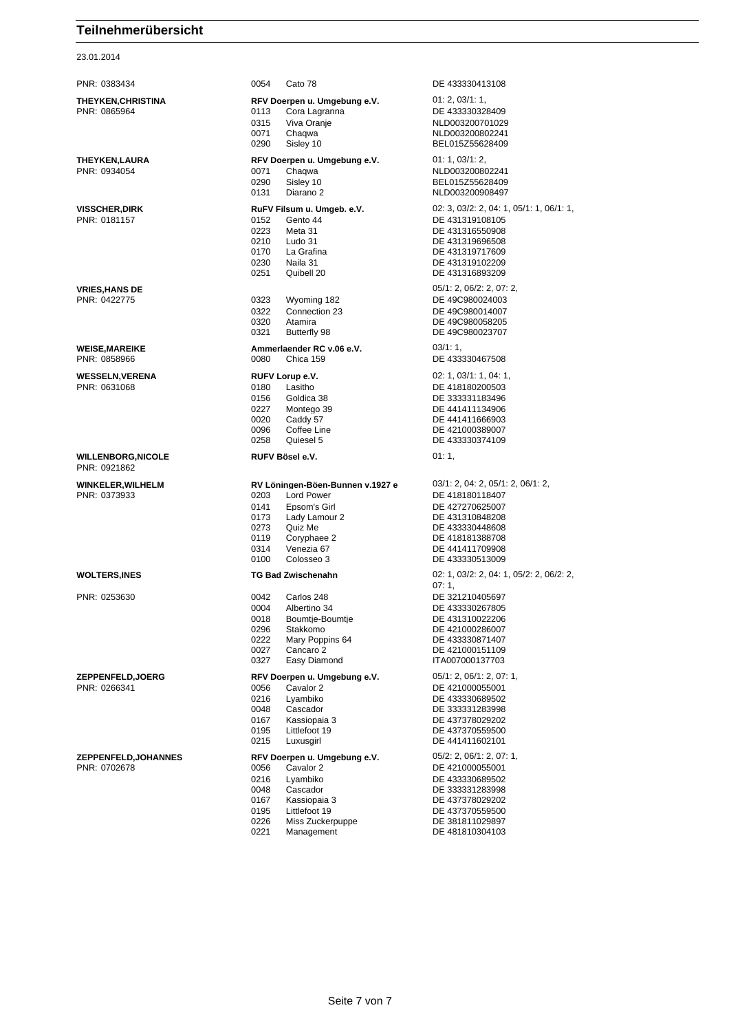# Teilnehmerübersicht

23.01.2014

| | | | |
|---|---|---|---|
| PNR: 0383434 | 0054 | Cato 78 | DE 433330413108 |
| **THEYKEN,CHRISTINA** | **RFV Doerpen u. Umgebung e.V.** | | 01: 2, 03/1: 1, |
| PNR: 0865964 | 0113 | Cora Lagranna | DE 433330328409 |
| | 0315 | Viva Oranje | NLD003200701029 |
| | 0071 | Chaqwa | NLD003200802241 |
| | 0290 | Sisley 10 | BEL015Z55628409 |
| **THEYKEN,LAURA** | **RFV Doerpen u. Umgebung e.V.** | | 01: 1, 03/1: 2, |
| PNR: 0934054 | 0071 | Chaqwa | NLD003200802241 |
| | 0290 | Sisley 10 | BEL015Z55628409 |
| | 0131 | Diarano 2 | NLD003200908497 |
| **VISSCHER,DIRK** | **RuFV Filsum u. Umgeb. e.V.** | | 02: 3, 03/2: 2, 04: 1, 05/1: 1, 06/1: 1, |
| PNR: 0181157 | 0152 | Gento 44 | DE 431319108105 |
| | 0223 | Meta 31 | DE 431316550908 |
| | 0210 | Ludo 31 | DE 431319696508 |
| | 0170 | La Grafina | DE 431319717609 |
| | 0230 | Naila 31 | DE 431319102209 |
| | 0251 | Quibell 20 | DE 431316893209 |
| **VRIES,HANS DE** | | | 05/1: 2, 06/2: 2, 07: 2, |
| PNR: 0422775 | 0323 | Wyoming 182 | DE 49C980024003 |
| | 0322 | Connection 23 | DE 49C980014007 |
| | 0320 | Atamira | DE 49C980058205 |
| | 0321 | Butterfly 98 | DE 49C980023707 |
| **WEISE,MAREIKE** | **Ammerlaender RC v.06 e.V.** | | 03/1: 1, |
| PNR: 0858966 | 0080 | Chica 159 | DE 433330467508 |
| **WESSELN,VERENA** | **RUFV Lorup e.V.** | | 02: 1, 03/1: 1, 04: 1, |
| PNR: 0631068 | 0180 | Lasitho | DE 418180200503 |
| | 0156 | Goldica 38 | DE 333331183496 |
| | 0227 | Montego 39 | DE 441411134906 |
| | 0020 | Caddy 57 | DE 441411666903 |
| | 0096 | Coffee Line | DE 421000389007 |
| | 0258 | Quiesel 5 | DE 433330374109 |
| **WILLENBORG,NICOLE** | **RUFV Bösel e.V.** | | 01: 1, |
| PNR: 0921862 | | | |
| **WINKELER,WILHELM** | **RV Löningen-Böen-Bunnen v.1927 e** | | 03/1: 2, 04: 2, 05/1: 2, 06/1: 2, |
| PNR: 0373933 | 0203 | Lord Power | DE 418180118407 |
| | 0141 | Epsom's Girl | DE 427270625007 |
| | 0173 | Lady Lamour 2 | DE 431310848208 |
| | 0273 | Quiz Me | DE 433330448608 |
| | 0119 | Coryphaee 2 | DE 418181388708 |
| | 0314 | Venezia 67 | DE 441411709908 |
| | 0100 | Colosseo 3 | DE 433330513009 |
| **WOLTERS,INES** | **TG Bad Zwischenahn** | | 02: 1, 03/2: 2, 04: 1, 05/2: 2, 06/2: 2, 07: 1, |
| PNR: 0253630 | 0042 | Carlos 248 | DE 321210405697 |
| | 0004 | Albertino 34 | DE 433330267805 |
| | 0018 | Boumtje-Boumtje | DE 431310022206 |
| | 0296 | Stakkomo | DE 421000286007 |
| | 0222 | Mary Poppins 64 | DE 433330871407 |
| | 0027 | Cancaro 2 | DE 421000151109 |
| | 0327 | Easy Diamond | ITA007000137703 |
| **ZEPPENFELD,JOERG** | **RFV Doerpen u. Umgebung e.V.** | | 05/1: 2, 06/1: 2, 07: 1, |
| PNR: 0266341 | 0056 | Cavalor 2 | DE 421000055001 |
| | 0216 | Lyambiko | DE 433330689502 |
| | 0048 | Cascador | DE 333331283998 |
| | 0167 | Kassiopaia 3 | DE 437378029202 |
| | 0195 | Littlefoot 19 | DE 437370559500 |
| | 0215 | Luxusgirl | DE 441411602101 |
| **ZEPPENFELD,JOHANNES** | **RFV Doerpen u. Umgebung e.V.** | | 05/2: 2, 06/1: 2, 07: 1, |
| PNR: 0702678 | 0056 | Cavalor 2 | DE 421000055001 |
| | 0216 | Lyambiko | DE 433330689502 |
| | 0048 | Cascador | DE 333331283998 |
| | 0167 | Kassiopaia 3 | DE 437378029202 |
| | 0195 | Littlefoot 19 | DE 437370559500 |
| | 0226 | Miss Zuckerpuppe | DE 381811029897 |
| | 0221 | Management | DE 481810304103 |